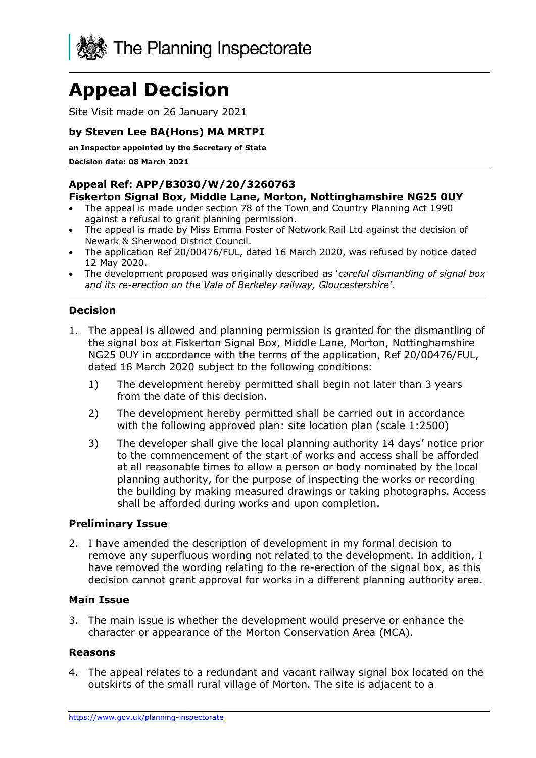The Planning Inspectorate

# Appeal Decision

Site Visit made on 26 January 2021

**by Steven Lee BA(Hons) MA MRTPI**

**an Inspector appointed by the Secretary of State**

**Decision date: 08 March 2021**

**Appeal Ref: APP/B3030/W/20/3260763**
**Fiskerton Signal Box, Middle Lane, Morton, Nottinghamshire NG25 0UY**

- The appeal is made under section 78 of the Town and Country Planning Act 1990 against a refusal to grant planning permission.
- The appeal is made by Miss Emma Foster of Network Rail Ltd against the decision of Newark & Sherwood District Council.
- The application Ref 20/00476/FUL, dated 16 March 2020, was refused by notice dated 12 May 2020.
- The development proposed was originally described as '*careful dismantling of signal box and its re-erection on the Vale of Berkeley railway, Gloucestershire'*.

## Decision

1. The appeal is allowed and planning permission is granted for the dismantling of the signal box at Fiskerton Signal Box, Middle Lane, Morton, Nottinghamshire NG25 0UY in accordance with the terms of the application, Ref 20/00476/FUL, dated 16 March 2020 subject to the following conditions:

   1) The development hereby permitted shall begin not later than 3 years from the date of this decision.

   2) The development hereby permitted shall be carried out in accordance with the following approved plan: site location plan (scale 1:2500)

   3) The developer shall give the local planning authority 14 days' notice prior to the commencement of the start of works and access shall be afforded at all reasonable times to allow a person or body nominated by the local planning authority, for the purpose of inspecting the works or recording the building by making measured drawings or taking photographs. Access shall be afforded during works and upon completion.

## Preliminary Issue

2. I have amended the description of development in my formal decision to remove any superfluous wording not related to the development. In addition, I have removed the wording relating to the re-erection of the signal box, as this decision cannot grant approval for works in a different planning authority area.

## Main Issue

3. The main issue is whether the development would preserve or enhance the character or appearance of the Morton Conservation Area (MCA).

## Reasons

4. The appeal relates to a redundant and vacant railway signal box located on the outskirts of the small rural village of Morton. The site is adjacent to a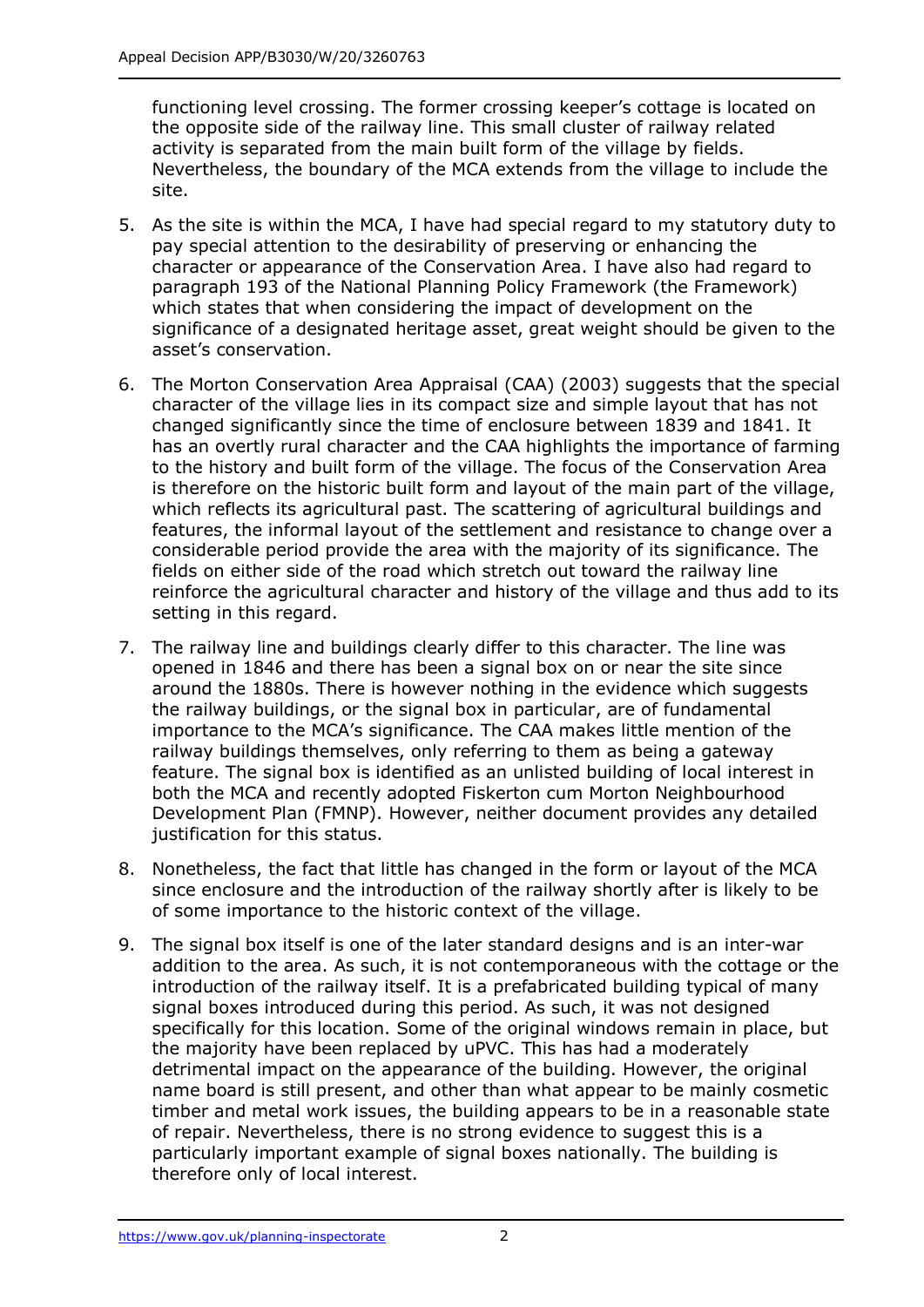functioning level crossing. The former crossing keeper's cottage is located on the opposite side of the railway line. This small cluster of railway related activity is separated from the main built form of the village by fields. Nevertheless, the boundary of the MCA extends from the village to include the site.

5. As the site is within the MCA, I have had special regard to my statutory duty to pay special attention to the desirability of preserving or enhancing the character or appearance of the Conservation Area. I have also had regard to paragraph 193 of the National Planning Policy Framework (the Framework) which states that when considering the impact of development on the significance of a designated heritage asset, great weight should be given to the asset's conservation.

6. The Morton Conservation Area Appraisal (CAA) (2003) suggests that the special character of the village lies in its compact size and simple layout that has not changed significantly since the time of enclosure between 1839 and 1841. It has an overtly rural character and the CAA highlights the importance of farming to the history and built form of the village. The focus of the Conservation Area is therefore on the historic built form and layout of the main part of the village, which reflects its agricultural past. The scattering of agricultural buildings and features, the informal layout of the settlement and resistance to change over a considerable period provide the area with the majority of its significance. The fields on either side of the road which stretch out toward the railway line reinforce the agricultural character and history of the village and thus add to its setting in this regard.

7. The railway line and buildings clearly differ to this character. The line was opened in 1846 and there has been a signal box on or near the site since around the 1880s. There is however nothing in the evidence which suggests the railway buildings, or the signal box in particular, are of fundamental importance to the MCA's significance. The CAA makes little mention of the railway buildings themselves, only referring to them as being a gateway feature. The signal box is identified as an unlisted building of local interest in both the MCA and recently adopted Fiskerton cum Morton Neighbourhood Development Plan (FMNP). However, neither document provides any detailed justification for this status.

8. Nonetheless, the fact that little has changed in the form or layout of the MCA since enclosure and the introduction of the railway shortly after is likely to be of some importance to the historic context of the village.

9. The signal box itself is one of the later standard designs and is an inter-war addition to the area. As such, it is not contemporaneous with the cottage or the introduction of the railway itself. It is a prefabricated building typical of many signal boxes introduced during this period. As such, it was not designed specifically for this location. Some of the original windows remain in place, but the majority have been replaced by uPVC. This has had a moderately detrimental impact on the appearance of the building. However, the original name board is still present, and other than what appear to be mainly cosmetic timber and metal work issues, the building appears to be in a reasonable state of repair. Nevertheless, there is no strong evidence to suggest this is a particularly important example of signal boxes nationally. The building is therefore only of local interest.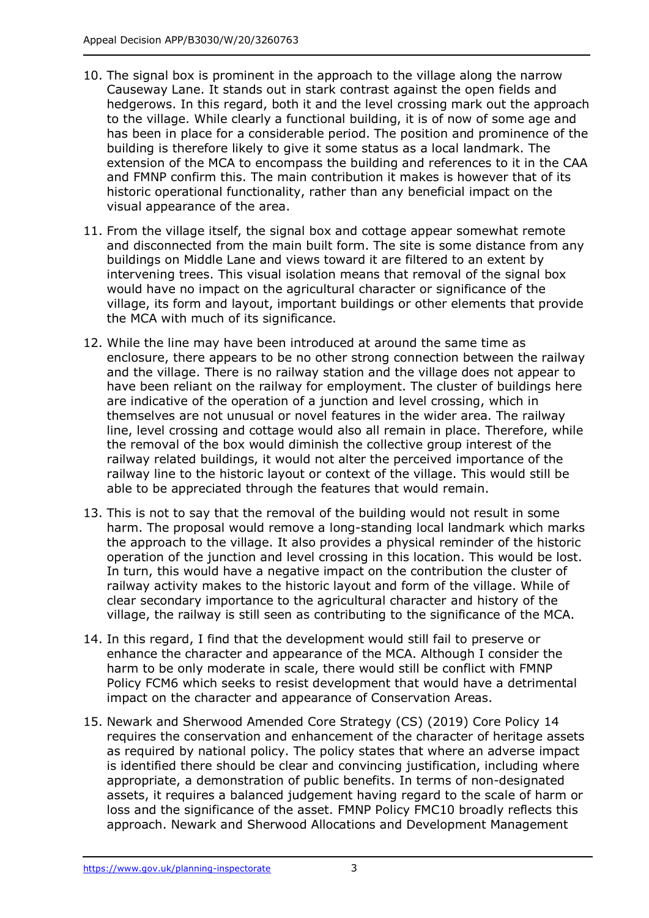10. The signal box is prominent in the approach to the village along the narrow Causeway Lane. It stands out in stark contrast against the open fields and hedgerows. In this regard, both it and the level crossing mark out the approach to the village. While clearly a functional building, it is of now of some age and has been in place for a considerable period. The position and prominence of the building is therefore likely to give it some status as a local landmark. The extension of the MCA to encompass the building and references to it in the CAA and FMNP confirm this. The main contribution it makes is however that of its historic operational functionality, rather than any beneficial impact on the visual appearance of the area.

11. From the village itself, the signal box and cottage appear somewhat remote and disconnected from the main built form. The site is some distance from any buildings on Middle Lane and views toward it are filtered to an extent by intervening trees. This visual isolation means that removal of the signal box would have no impact on the agricultural character or significance of the village, its form and layout, important buildings or other elements that provide the MCA with much of its significance.

12. While the line may have been introduced at around the same time as enclosure, there appears to be no other strong connection between the railway and the village. There is no railway station and the village does not appear to have been reliant on the railway for employment. The cluster of buildings here are indicative of the operation of a junction and level crossing, which in themselves are not unusual or novel features in the wider area. The railway line, level crossing and cottage would also all remain in place. Therefore, while the removal of the box would diminish the collective group interest of the railway related buildings, it would not alter the perceived importance of the railway line to the historic layout or context of the village. This would still be able to be appreciated through the features that would remain.

13. This is not to say that the removal of the building would not result in some harm. The proposal would remove a long-standing local landmark which marks the approach to the village. It also provides a physical reminder of the historic operation of the junction and level crossing in this location. This would be lost. In turn, this would have a negative impact on the contribution the cluster of railway activity makes to the historic layout and form of the village. While of clear secondary importance to the agricultural character and history of the village, the railway is still seen as contributing to the significance of the MCA.

14. In this regard, I find that the development would still fail to preserve or enhance the character and appearance of the MCA. Although I consider the harm to be only moderate in scale, there would still be conflict with FMNP Policy FCM6 which seeks to resist development that would have a detrimental impact on the character and appearance of Conservation Areas.

15. Newark and Sherwood Amended Core Strategy (CS) (2019) Core Policy 14 requires the conservation and enhancement of the character of heritage assets as required by national policy. The policy states that where an adverse impact is identified there should be clear and convincing justification, including where appropriate, a demonstration of public benefits. In terms of non-designated assets, it requires a balanced judgement having regard to the scale of harm or loss and the significance of the asset. FMNP Policy FMC10 broadly reflects this approach. Newark and Sherwood Allocations and Development Management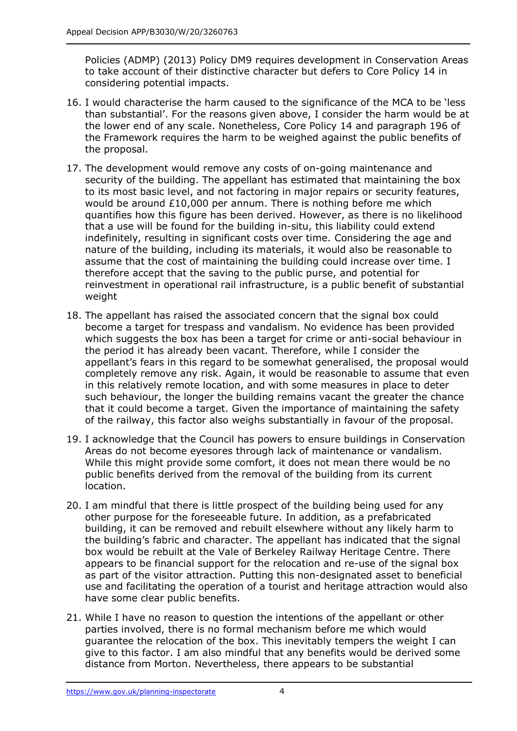Policies (ADMP) (2013) Policy DM9 requires development in Conservation Areas to take account of their distinctive character but defers to Core Policy 14 in considering potential impacts.

16. I would characterise the harm caused to the significance of the MCA to be 'less than substantial'. For the reasons given above, I consider the harm would be at the lower end of any scale. Nonetheless, Core Policy 14 and paragraph 196 of the Framework requires the harm to be weighed against the public benefits of the proposal.

17. The development would remove any costs of on-going maintenance and security of the building. The appellant has estimated that maintaining the box to its most basic level, and not factoring in major repairs or security features, would be around £10,000 per annum. There is nothing before me which quantifies how this figure has been derived. However, as there is no likelihood that a use will be found for the building in-situ, this liability could extend indefinitely, resulting in significant costs over time. Considering the age and nature of the building, including its materials, it would also be reasonable to assume that the cost of maintaining the building could increase over time. I therefore accept that the saving to the public purse, and potential for reinvestment in operational rail infrastructure, is a public benefit of substantial weight

18. The appellant has raised the associated concern that the signal box could become a target for trespass and vandalism. No evidence has been provided which suggests the box has been a target for crime or anti-social behaviour in the period it has already been vacant. Therefore, while I consider the appellant's fears in this regard to be somewhat generalised, the proposal would completely remove any risk. Again, it would be reasonable to assume that even in this relatively remote location, and with some measures in place to deter such behaviour, the longer the building remains vacant the greater the chance that it could become a target. Given the importance of maintaining the safety of the railway, this factor also weighs substantially in favour of the proposal.

19. I acknowledge that the Council has powers to ensure buildings in Conservation Areas do not become eyesores through lack of maintenance or vandalism. While this might provide some comfort, it does not mean there would be no public benefits derived from the removal of the building from its current location.

20. I am mindful that there is little prospect of the building being used for any other purpose for the foreseeable future. In addition, as a prefabricated building, it can be removed and rebuilt elsewhere without any likely harm to the building's fabric and character. The appellant has indicated that the signal box would be rebuilt at the Vale of Berkeley Railway Heritage Centre. There appears to be financial support for the relocation and re-use of the signal box as part of the visitor attraction. Putting this non-designated asset to beneficial use and facilitating the operation of a tourist and heritage attraction would also have some clear public benefits.

21. While I have no reason to question the intentions of the appellant or other parties involved, there is no formal mechanism before me which would guarantee the relocation of the box. This inevitably tempers the weight I can give to this factor. I am also mindful that any benefits would be derived some distance from Morton. Nevertheless, there appears to be substantial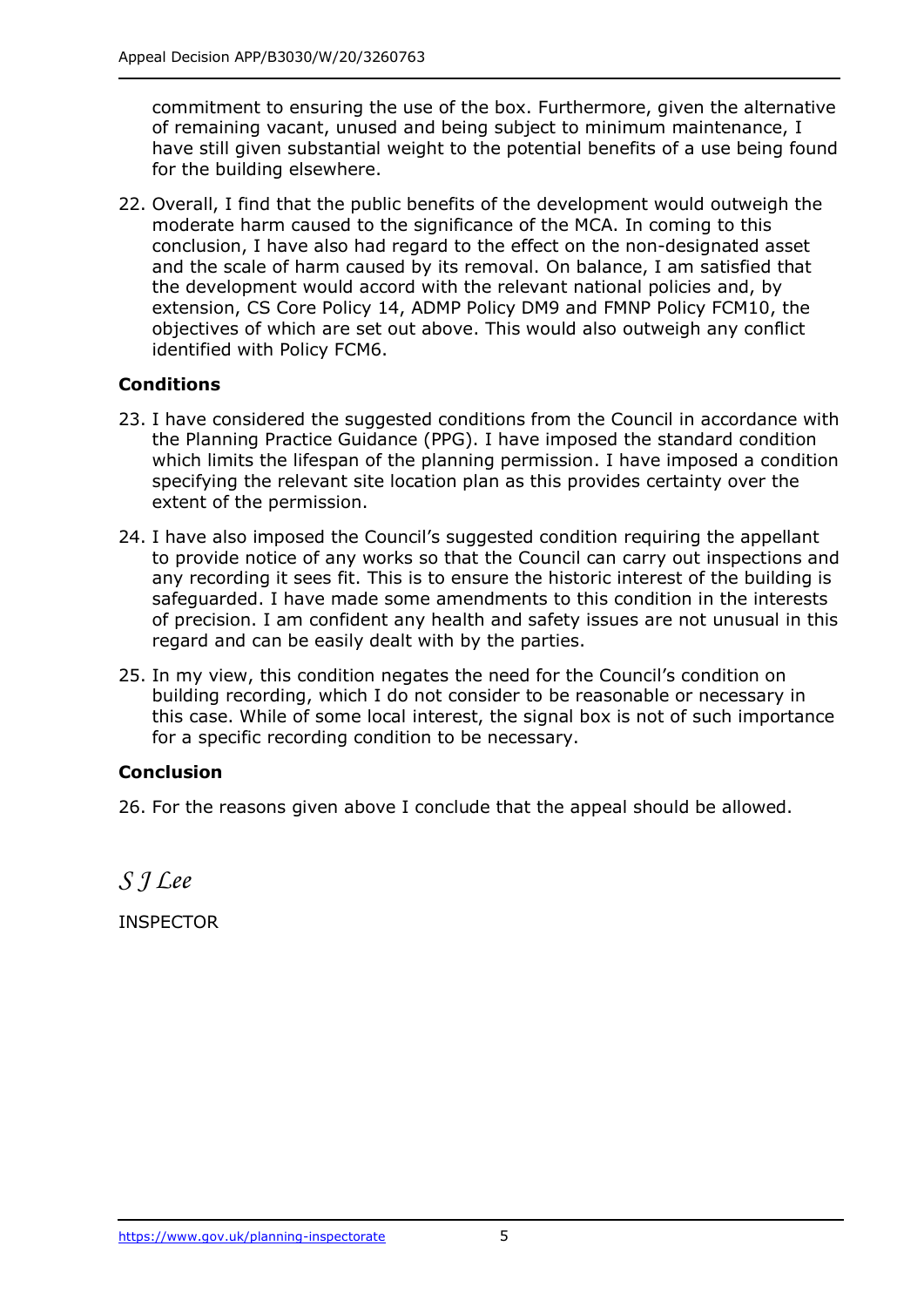commitment to ensuring the use of the box. Furthermore, given the alternative of remaining vacant, unused and being subject to minimum maintenance, I have still given substantial weight to the potential benefits of a use being found for the building elsewhere.

22. Overall, I find that the public benefits of the development would outweigh the moderate harm caused to the significance of the MCA. In coming to this conclusion, I have also had regard to the effect on the non-designated asset and the scale of harm caused by its removal. On balance, I am satisfied that the development would accord with the relevant national policies and, by extension, CS Core Policy 14, ADMP Policy DM9 and FMNP Policy FCM10, the objectives of which are set out above. This would also outweigh any conflict identified with Policy FCM6.

### Conditions

23. I have considered the suggested conditions from the Council in accordance with the Planning Practice Guidance (PPG). I have imposed the standard condition which limits the lifespan of the planning permission. I have imposed a condition specifying the relevant site location plan as this provides certainty over the extent of the permission.

24. I have also imposed the Council's suggested condition requiring the appellant to provide notice of any works so that the Council can carry out inspections and any recording it sees fit. This is to ensure the historic interest of the building is safeguarded. I have made some amendments to this condition in the interests of precision. I am confident any health and safety issues are not unusual in this regard and can be easily dealt with by the parties.

25. In my view, this condition negates the need for the Council's condition on building recording, which I do not consider to be reasonable or necessary in this case. While of some local interest, the signal box is not of such importance for a specific recording condition to be necessary.

### Conclusion

26. For the reasons given above I conclude that the appeal should be allowed.

*S J Lee*

INSPECTOR